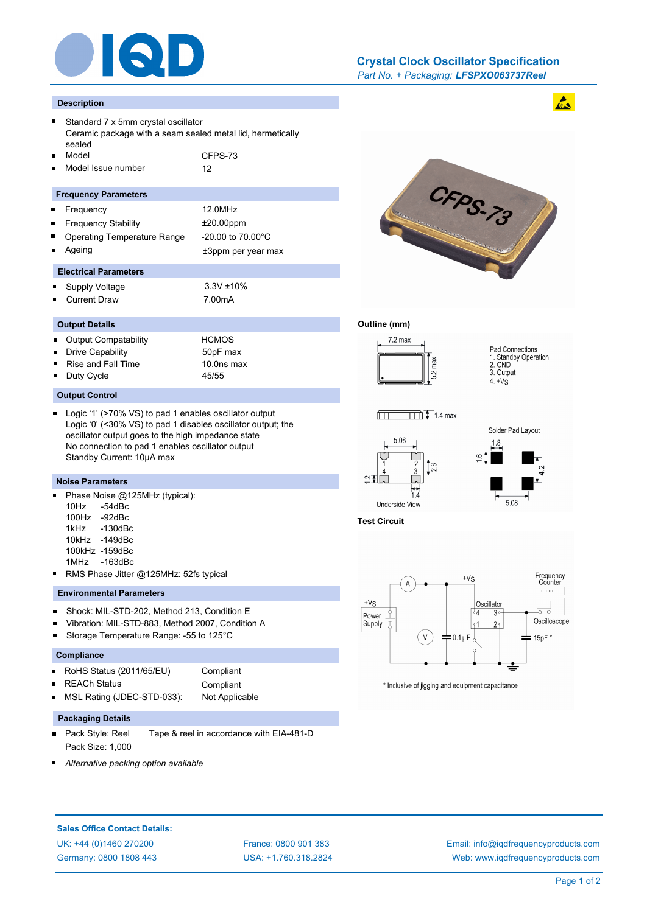# Crystal Clock Oscillator Specification

*Part No. + Packaging:* ***LFSPXO063737Reel***

## Description

- Standard 7 x 5mm crystal oscillator
  Ceramic package with a seam sealed metal lid, hermetically sealed
- Model: CFPS-73
- Model Issue number: 12

## Frequency Parameters

- Frequency: 12.0MHz
- Frequency Stability: ±20.00ppm
- Operating Temperature Range: -20.00 to 70.00°C
- Ageing: ±3ppm per year max

## Electrical Parameters

- Supply Voltage: 3.3V ±10%
- Current Draw: 7.00mA

## Output Details

- Output Compatability: HCMOS
- Drive Capability: 50pF max
- Rise and Fall Time: 10.0ns max
- Duty Cycle: 45/55

## Output Control

- Logic '1' (>70% VS) to pad 1 enables oscillator output
  Logic '0' (<30% VS) to pad 1 disables oscillator output; the oscillator output goes to the high impedance state
  No connection to pad 1 enables oscillator output
  Standby Current: 10µA max

## Noise Parameters

- Phase Noise @125MHz (typical):
  - 10Hz -54dBc
  - 100Hz -92dBc
  - 1kHz -130dBc
  - 10kHz -149dBc
  - 100kHz -159dBc
  - 1MHz -163dBc
- RMS Phase Jitter @125MHz: 52fs typical

## Environmental Parameters

- Shock: MIL-STD-202, Method 213, Condition E
- Vibration: MIL-STD-883, Method 2007, Condition A
- Storage Temperature Range: -55 to 125°C

## Compliance

- RoHS Status (2011/65/EU): Compliant
- REACh Status: Compliant
- MSL Rating (JDEC-STD-033): Not Applicable

## Packaging Details

- Pack Style: Reel — Tape & reel in accordance with EIA-481-D
  Pack Size: 1,000
- *Alternative packing option available*

## Outline (mm)

7.2 max; 5.2 max; 1.4 max

Pad Connections
1. Standby Operation
2. GND
3. Output
4. +VS

Underside View: 5.08; 2.6; 1.2; 1.4

Solder Pad Layout: 1.8; 1.6; 4.2; 5.08

## Test Circuit

Power Supply (+VS), A, V, 0.1µF, Oscillator (pads 1–4), +VS, Frequency Counter, Oscilloscope, 15pF *

\* Inclusive of jigging and equipment capacitance

**Sales Office Contact Details:**

UK: +44 (0)1460 270200 | France: 0800 901 383 | Email: info@iqdfrequencyproducts.com
Germany: 0800 1808 443 | USA: +1.760.318.2824 | Web: www.iqdfrequencyproducts.com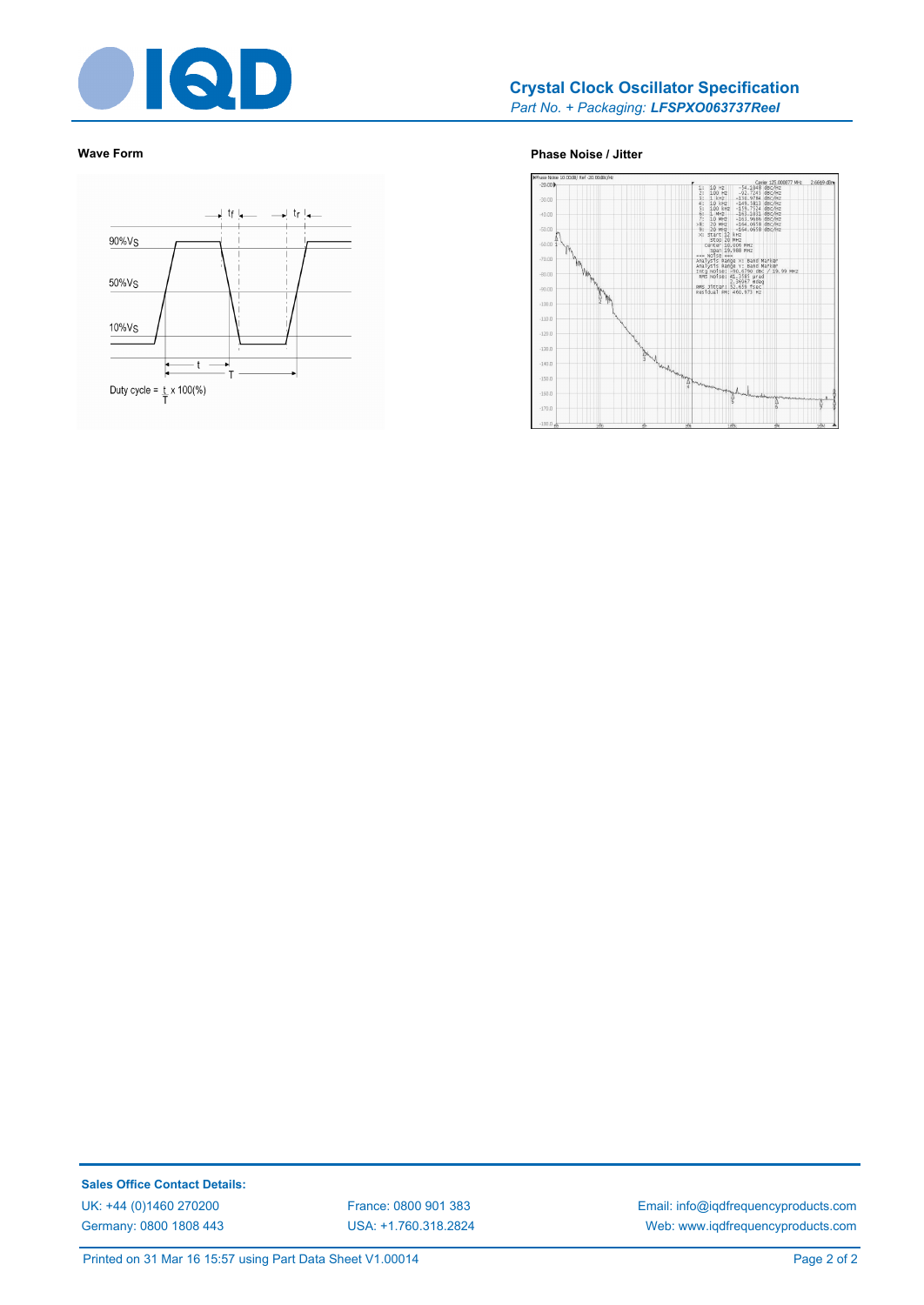## Wave Form

$t_f$

$t_r$

90%Vs

50%Vs

10%Vs

t

T

Duty cycle = $\frac{t}{T}$ x 100(%)

## Phase Noise / Jitter

Phase Noise 10.00dB/ Ref -20.00dBc/Hz

Carrier 125.000077 MHz 2.6669 dBm

1: 10 Hz -54.1048 dBc/Hz
2: 100 Hz -92.7243 dBc/Hz
3: 1 kHz -130.9784 dBc/Hz
4: 10 kHz -149.3813 dBc/Hz
5: 100 kHz -159.7524 dBc/Hz
6: 1 MHz -163.1433 dBc/Hz
7: 10 MHz -163.9696 dBc/Hz
>8: 20 MHz -164.0658 dBc/Hz
9: 20 MHz -164.0658 dBc/Hz
x: Start 12 kHz
Stop 20 MHz
Center 10.006 MHz
Span 19.988 MHz
=== Noise ===
Analysis Range X: Band Marker
Analysis Range Y: Band Marker
Intg Noise: -90.6790 dBc / 19.99 MHz
RMS Noise: 41.3581 µrad
2.36967 mdeg
RMS Jitter: 52.658 fsec
Residual FM: 460.973 Hz

**Sales Office Contact Details:**

UK: +44 (0)1460 270200

Germany: 0800 1808 443

France: 0800 901 383

USA: +1.760.318.2824

Email: info@iqdfrequencyproducts.com

Web: www.iqdfrequencyproducts.com

Printed on 31 Mar 16 15:57 using Part Data Sheet V1.00014